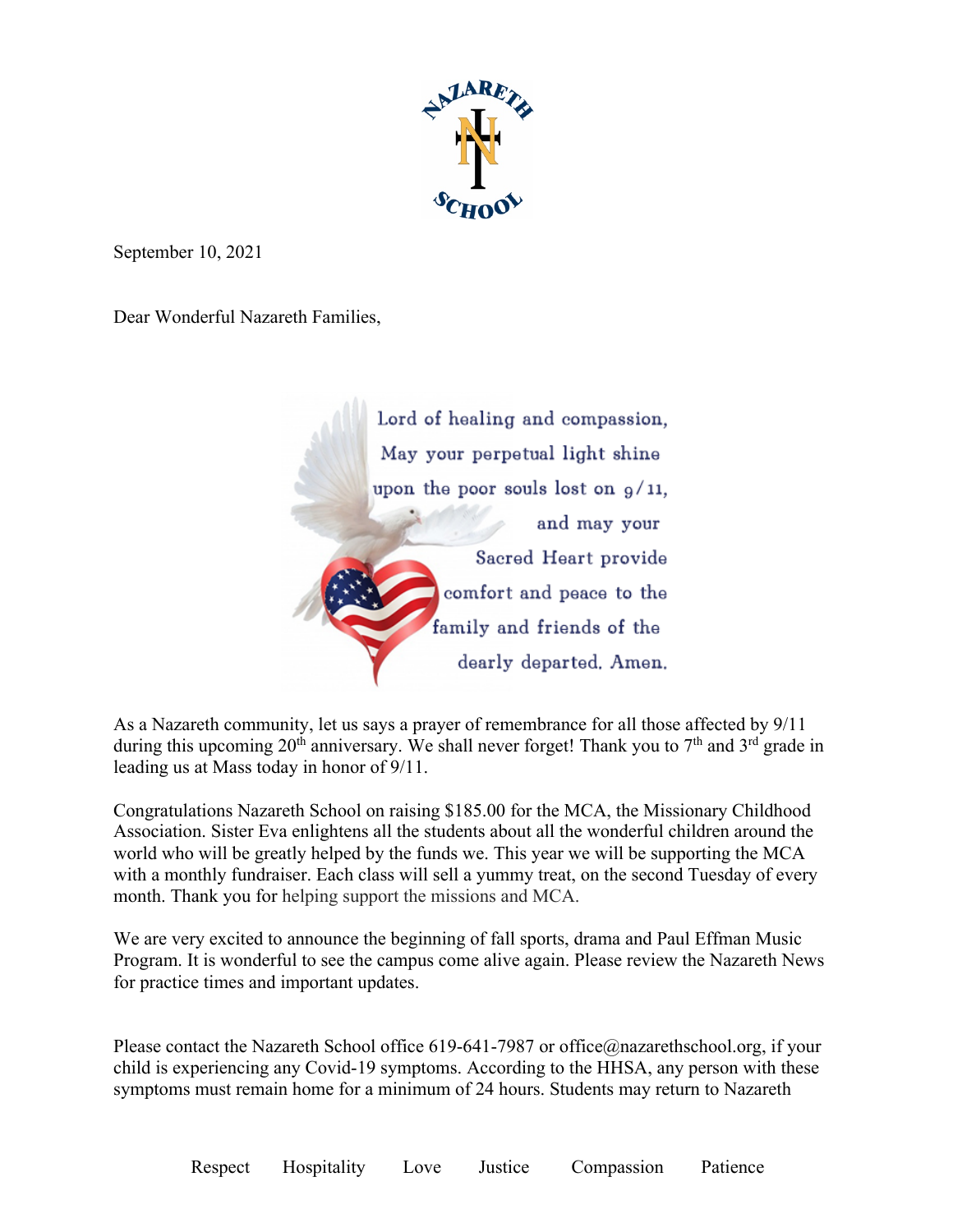NAZARETH SCHOOL

September 10, 2021

Dear Wonderful Nazareth Families,

Lord of healing and compassion,
May your perpetual light shine
upon the poor souls lost on 9/11,
and may your
Sacred Heart provide
comfort and peace to the
family and friends of the
dearly departed. Amen.

As a Nazareth community, let us says a prayer of remembrance for all those affected by 9/11 during this upcoming 20th anniversary. We shall never forget! Thank you to 7th and 3rd grade in leading us at Mass today in honor of 9/11.

Congratulations Nazareth School on raising $185.00 for the MCA, the Missionary Childhood Association. Sister Eva enlightens all the students about all the wonderful children around the world who will be greatly helped by the funds we. This year we will be supporting the MCA with a monthly fundraiser. Each class will sell a yummy treat, on the second Tuesday of every month. Thank you for helping support the missions and MCA.

We are very excited to announce the beginning of fall sports, drama and Paul Effman Music Program. It is wonderful to see the campus come alive again. Please review the Nazareth News for practice times and important updates.

Please contact the Nazareth School office 619-641-7987 or office@nazarethschool.org, if your child is experiencing any Covid-19 symptoms. According to the HHSA, any person with these symptoms must remain home for a minimum of 24 hours. Students may return to Nazareth

Respect Hospitality Love Justice Compassion Patience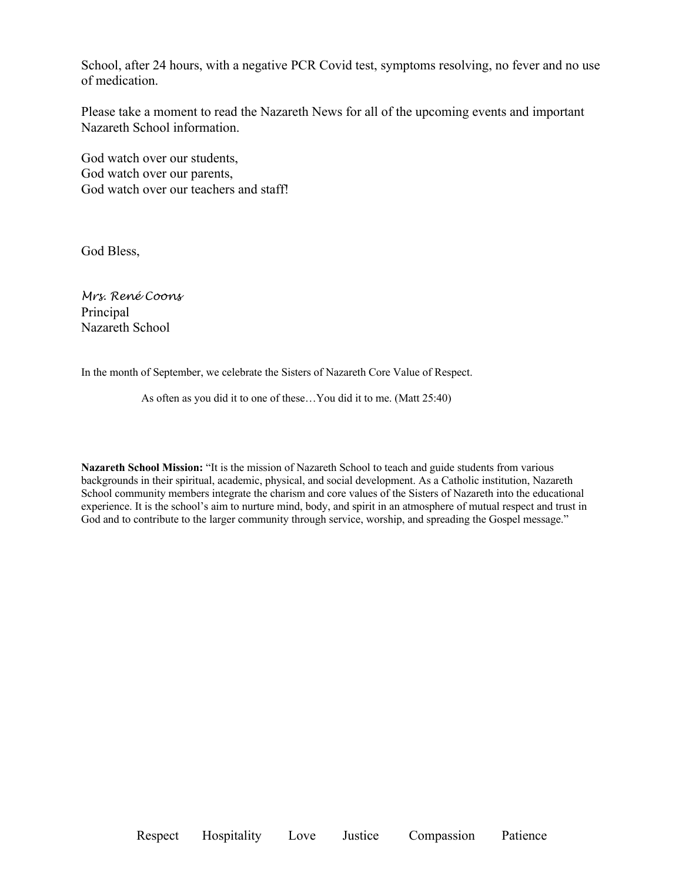School, after 24 hours, with a negative PCR Covid test, symptoms resolving, no fever and no use of medication.

Please take a moment to read the Nazareth News for all of the upcoming events and important Nazareth School information.

God watch over our students,
God watch over our parents,
God watch over our teachers and staff!

God Bless,

*Mrs. René Coons*
Principal
Nazareth School

In the month of September, we celebrate the Sisters of Nazareth Core Value of Respect.

As often as you did it to one of these…You did it to me. (Matt 25:40)

**Nazareth School Mission:** "It is the mission of Nazareth School to teach and guide students from various backgrounds in their spiritual, academic, physical, and social development. As a Catholic institution, Nazareth School community members integrate the charism and core values of the Sisters of Nazareth into the educational experience. It is the school's aim to nurture mind, body, and spirit in an atmosphere of mutual respect and trust in God and to contribute to the larger community through service, worship, and spreading the Gospel message."

Respect Hospitality Love Justice Compassion Patience